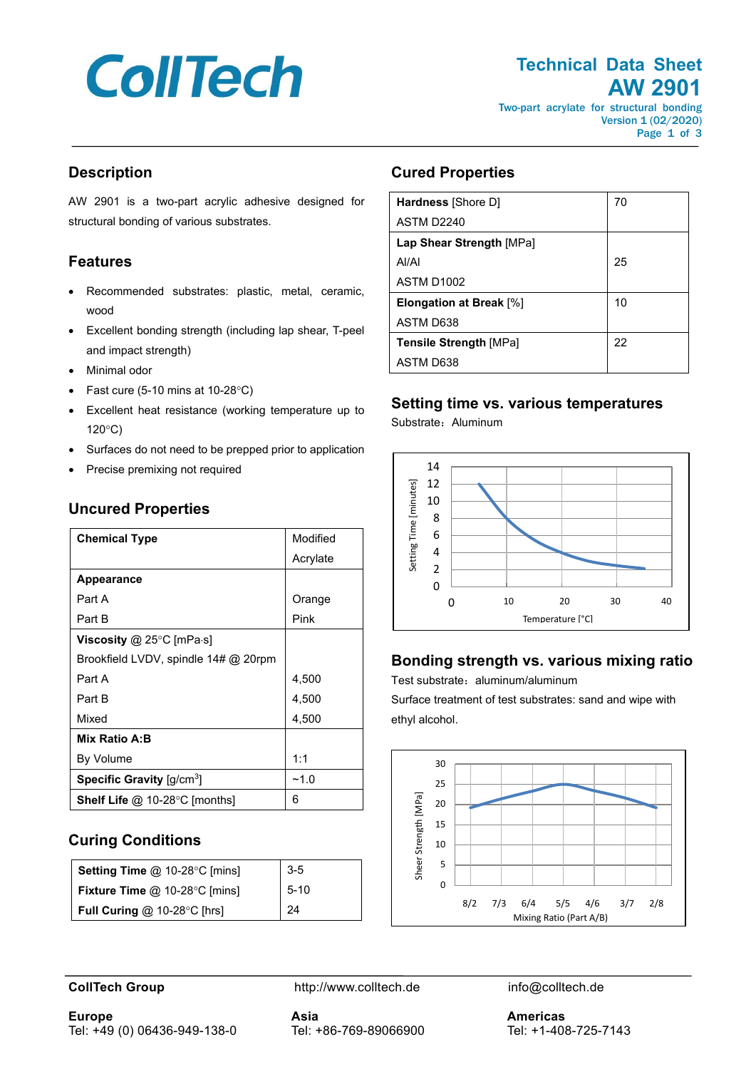# CollTech

## Technical Data Sheet
## AW 2901

Two-part acrylate for structural bonding
Version 1 (02/2020)

## Description

AW 2901 is a two-part acrylic adhesive designed for structural bonding of various substrates.

## Features

- Recommended substrates: plastic, metal, ceramic, wood
- Excellent bonding strength (including lap shear, T-peel and impact strength)
- Minimal odor
- Fast cure (5-10 mins at 10-28°C)
- Excellent heat resistance (working temperature up to 120°C)
- Surfaces do not need to be prepped prior to application
- Precise premixing not required

## Uncured Properties

| **Chemical Type** | Modified Acrylate |
|---|---|
| **Appearance** | |
| Part A | Orange |
| Part B | Pink |
| **Viscosity** @ 25°C [mPa·s] | |
| Brookfield LVDV, spindle 14# @ 20rpm | |
| Part A | 4,500 |
| Part B | 4,500 |
| Mixed | 4,500 |
| **Mix Ratio A:B** | |
| By Volume | 1:1 |
| **Specific Gravity** [g/cm$^3$] | ~1.0 |
| **Shelf Life** @ 10-28°C [months] | 6 |

## Curing Conditions

| **Setting Time** @ 10-28°C [mins] | 3-5 |
|---|---|
| **Fixture Time** @ 10-28°C [mins] | 5-10 |
| **Full Curing** @ 10-28°C [hrs] | 24 |

## Cured Properties

| **Hardness** [Shore D] ASTM D2240 | 70 |
|---|---|
| **Lap Shear Strength** [MPa] Al/Al ASTM D1002 | 25 |
| **Elongation at Break** [%] ASTM D638 | 10 |
| **Tensile Strength** [MPa] ASTM D638 | 22 |

## Setting time vs. various temperatures

Substrate：Aluminum

## Bonding strength vs. various mixing ratio

Test substrate：aluminum/aluminum

Surface treatment of test substrates: sand and wipe with ethyl alcohol.

**CollTech Group** http://www.colltech.de info@colltech.de

**Europe**
Tel: +49 (0) 06436-949-138-0

**Asia**
Tel: +86-769-89066900

**Americas**
Tel: +1-408-725-7143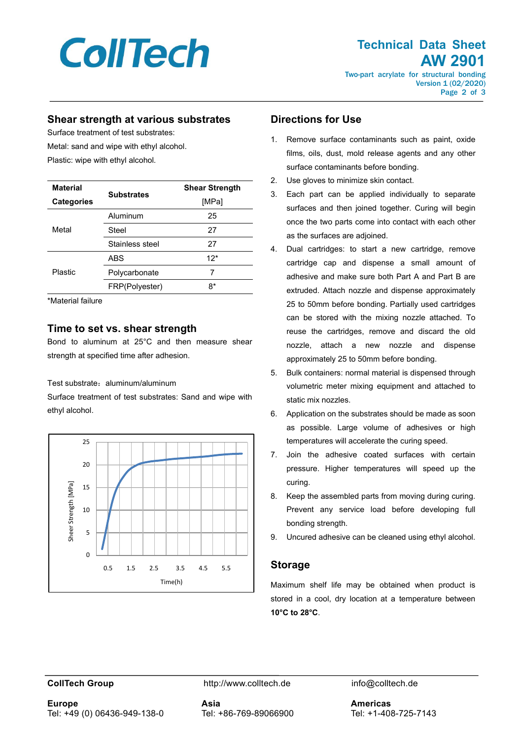## Shear strength at various substrates

Surface treatment of test substrates:

Metal: sand and wipe with ethyl alcohol.

Plastic: wipe with ethyl alcohol.

| Material Categories | Substrates | Shear Strength [MPa] |
|---|---|---|
| Metal | Aluminum | 25 |
| | Steel | 27 |
| | Stainless steel | 27 |
| Plastic | ABS | 12* |
| | Polycarbonate | 7 |
| | FRP(Polyester) | 8* |

*Material failure

## Time to set vs. shear strength

Bond to aluminum at 25°C and then measure shear strength at specified time after adhesion.

Test substrate：aluminum/aluminum

Surface treatment of test substrates: Sand and wipe with ethyl alcohol.

## Directions for Use

1. Remove surface contaminants such as paint, oxide films, oils, dust, mold release agents and any other surface contaminants before bonding.
2. Use gloves to minimize skin contact.
3. Each part can be applied individually to separate surfaces and then joined together. Curing will begin once the two parts come into contact with each other as the surfaces are adjoined.
4. Dual cartridges: to start a new cartridge, remove cartridge cap and dispense a small amount of adhesive and make sure both Part A and Part B are extruded. Attach nozzle and dispense approximately 25 to 50mm before bonding. Partially used cartridges can be stored with the mixing nozzle attached. To reuse the cartridges, remove and discard the old nozzle, attach a new nozzle and dispense approximately 25 to 50mm before bonding.
5. Bulk containers: normal material is dispensed through volumetric meter mixing equipment and attached to static mix nozzles.
6. Application on the substrates should be made as soon as possible. Large volume of adhesives or high temperatures will accelerate the curing speed.
7. Join the adhesive coated surfaces with certain pressure. Higher temperatures will speed up the curing.
8. Keep the assembled parts from moving during curing. Prevent any service load before developing full bonding strength.
9. Uncured adhesive can be cleaned using ethyl alcohol.

## Storage

Maximum shelf life may be obtained when product is stored in a cool, dry location at a temperature between **10°C to 28°C**.

**CollTech Group** http://www.colltech.de info@colltech.de

**Europe**
Tel: +49 (0) 06436-949-138-0

**Asia**
Tel: +86-769-89066900

**Americas**
Tel: +1-408-725-7143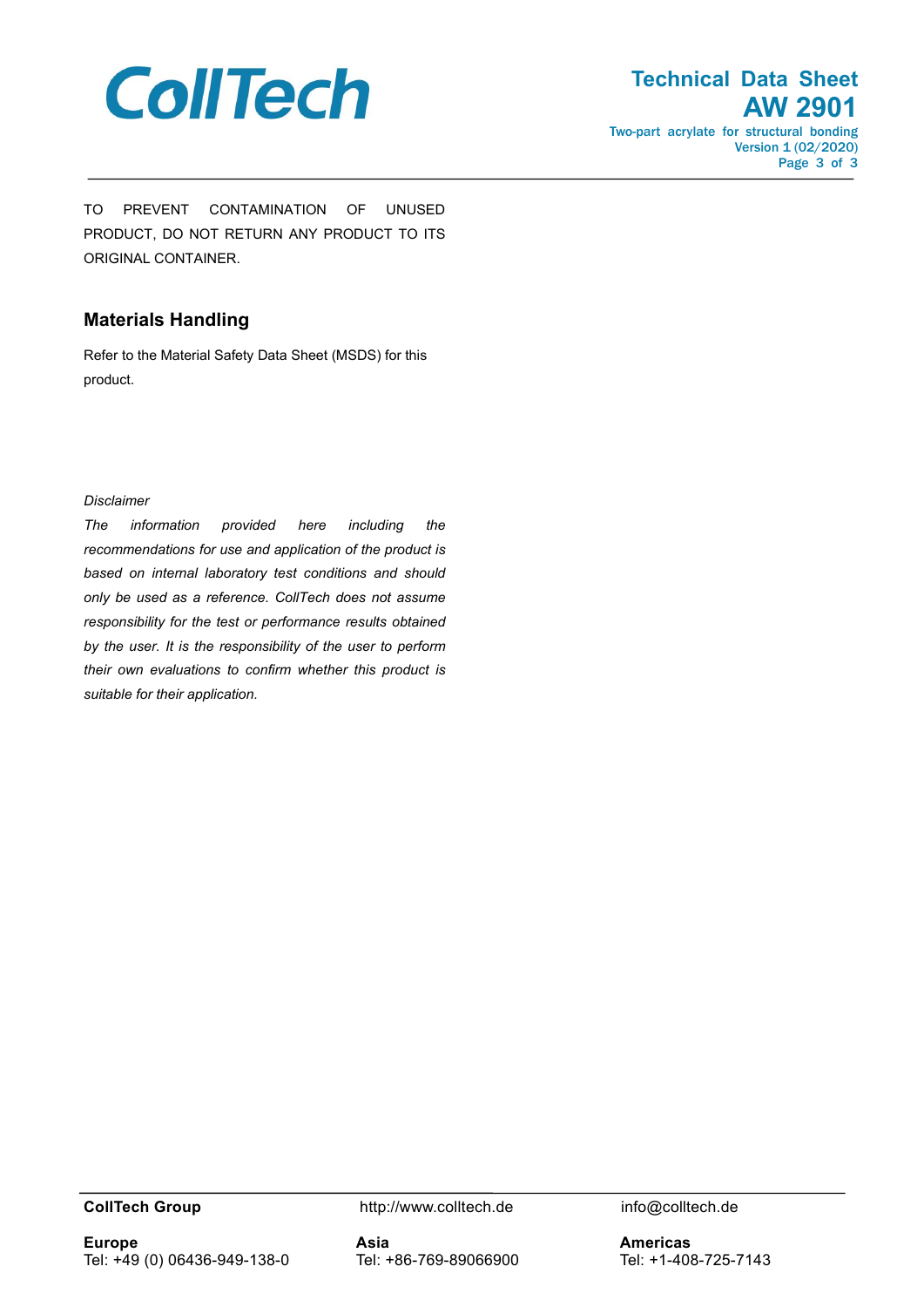TO PREVENT CONTAMINATION OF UNUSED PRODUCT, DO NOT RETURN ANY PRODUCT TO ITS ORIGINAL CONTAINER.

## Materials Handling

Refer to the Material Safety Data Sheet (MSDS) for this product.

*Disclaimer*

*The information provided here including the recommendations for use and application of the product is based on internal laboratory test conditions and should only be used as a reference. CollTech does not assume responsibility for the test or performance results obtained by the user. It is the responsibility of the user to perform their own evaluations to confirm whether this product is suitable for their application.*